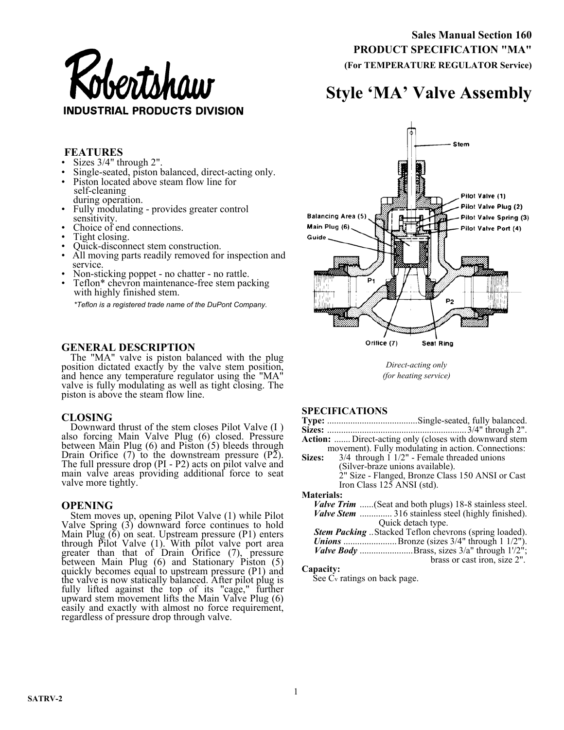Robertshaw

INDUSTRIAL PRODUCTS DIVISION

**Sales Manual Section 160**

**PRODUCT SPECIFICATION "MA"**

**(For TEMPERATURE REGULATOR Service)**

# Style 'MA' Valve Assembly

## FEATURES

- Sizes 3/4" through 2".
- Single-seated, piston balanced, direct-acting only.
- Piston located above steam flow line for self-cleaning during operation.
- Fully modulating - provides greater control sensitivity.
- Choice of end connections.
- Tight closing.
- Quick-disconnect stem construction.
- All moving parts readily removed for inspection and service.
- Non-sticking poppet - no chatter - no rattle.
- Teflon* chevron maintenance-free stem packing with highly finished stem.

*\*Teflon is a registered trade name of the DuPont Company.*

Stem

Pilot Valve (1)

Pilot Valve Plug (2)

Pilot Valve Spring (3)

Pilot Valve Port (4)

Balancing Area (5)

Main Plug (6)

Guide

P1

P2

Orifice (7)

Seat Ring

*Direct-acting only (for heating service)*

## GENERAL DESCRIPTION

The "MA" valve is piston balanced with the plug position dictated exactly by the valve stem position, and hence any temperature regulator using the "MA" valve is fully modulating as well as tight closing. The piston is above the steam flow line.

## CLOSING

Downward thrust of the stem closes Pilot Valve (I ) also forcing Main Valve Plug (6) closed. Pressure between Main Plug (6) and Piston (5) bleeds through Drain Orifice (7) to the downstream pressure (P2). The full pressure drop (PI - P2) acts on pilot valve and main valve areas providing additional force to seat valve more tightly.

## OPENING

Stem moves up, opening Pilot Valve (1) while Pilot Valve Spring (3) downward force continues to hold Main Plug (6) on seat. Upstream pressure (P1) enters through Pilot Valve (1). With pilot valve port area greater than that of Drain Orifice (7), pressure between Main Plug (6) and Stationary Piston (5) quickly becomes equal to upstream pressure (P1) and the valve is now statically balanced. After pilot plug is fully lifted against the top of its "cage," further upward stem movement lifts the Main Valve Plug (6) easily and exactly with almost no force requirement, regardless of pressure drop through valve.

## SPECIFICATIONS

**Type:** .......................................Single-seated, fully balanced.

**Sizes:** ...........................................................3/4" through 2".

**Action:** ....... Direct-acting only (closes with downward stem movement). Fully modulating in action. Connections:

**Sizes:** 3/4 through 1 1/2" - Female threaded unions (Silver-braze unions available).
2" Size - Flanged, Bronze Class 150 ANSI or Cast Iron Class 125 ANSI (std).

**Materials:**

***Valve Trim*** ......(Seat and both plugs) 18-8 stainless steel.

***Valve Stem*** .............. 316 stainless steel (highly finished). Quick detach type.

***Stem Packing*** ..Stacked Teflon chevrons (spring loaded).

***Unions*** .......................Bronze (sizes 3/4" through 1 1/2").

***Valve Body*** .......................Brass, sizes 3/a" through 1'/2"; brass or cast iron, size 2".

**Capacity:**

See $C_v$ ratings on back page.

SATRV-2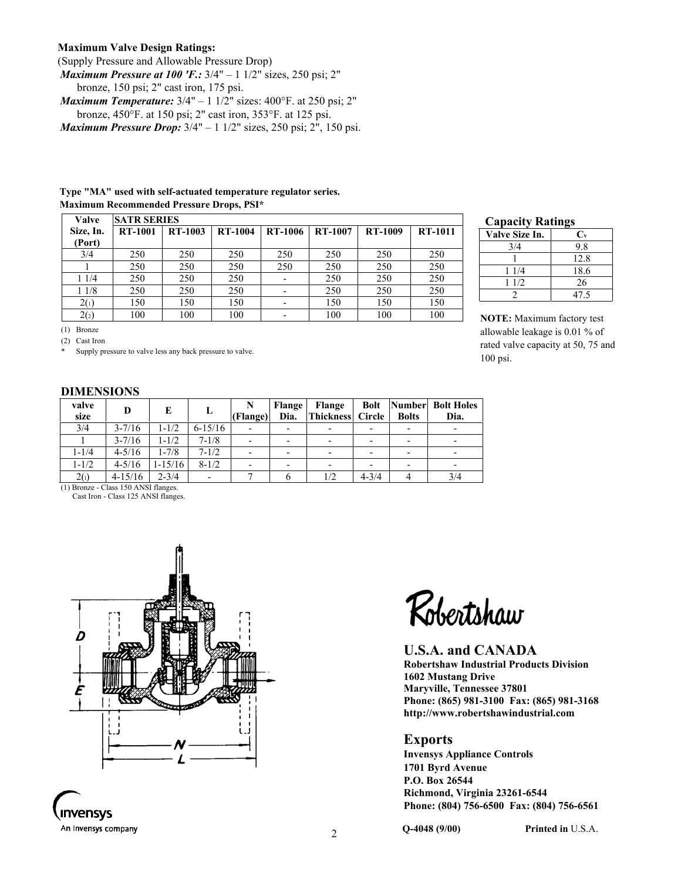**Maximum Valve Design Ratings:**
(Supply Pressure and Allowable Pressure Drop)
***Maximum Pressure at 100 'F.:*** 3/4" – 1 1/2" sizes, 250 psi; 2" bronze, 150 psi; 2" cast iron, 175 psi.
***Maximum Temperature:*** 3/4" – 1 1/2" sizes: 400°F. at 250 psi; 2" bronze, 450°F. at 150 psi; 2" cast iron, 353°F. at 125 psi.
***Maximum Pressure Drop:*** 3/4" – 1 1/2" sizes, 250 psi; 2", 150 psi.

**Type "MA" used with self-actuated temperature regulator series.**
**Maximum Recommended Pressure Drops, PSI***

| Valve Size, In. (Port) | SATR SERIES RT-1001 | RT-1003 | RT-1004 | RT-1006 | RT-1007 | RT-1009 | RT-1011 |
|---|---|---|---|---|---|---|---|
| 3/4 | 250 | 250 | 250 | 250 | 250 | 250 | 250 |
| 1 | 250 | 250 | 250 | 250 | 250 | 250 | 250 |
| 1 1/4 | 250 | 250 | 250 | - | 250 | 250 | 250 |
| 1 1/8 | 250 | 250 | 250 | - | 250 | 250 | 250 |
| 2(1) | 150 | 150 | 150 | - | 150 | 150 | 150 |
| 2(2) | 100 | 100 | 100 | - | 100 | 100 | 100 |

(1) Bronze
(2) Cast Iron
\* Supply pressure to valve less any back pressure to valve.

## Capacity Ratings

| Valve Size In. | $C_v$ |
|---|---|
| 3/4 | 9.8 |
| 1 | 12.8 |
| 1 1/4 | 18.6 |
| 1 1/2 | 26 |
| 2 | 47.5 |

**NOTE:** Maximum factory test allowable leakage is 0.01 % of rated valve capacity at 50, 75 and 100 psi.

## DIMENSIONS

| valve size | D | E | L | N (Flange) | Flange Dia. | Flange Thickness | Bolt Circle | Number Bolts | Bolt Holes Dia. |
|---|---|---|---|---|---|---|---|---|---|
| 3/4 | 3-7/16 | 1-1/2 | 6-15/16 | - | - | - | - | - | - |
| 1 | 3-7/16 | 1-1/2 | 7-1/8 | - | - | - | - | - | - |
| 1-1/4 | 4-5/16 | 1-7/8 | 7-1/2 | - | - | - | - | - | - |
| 1-1/2 | 4-5/16 | 1-15/16 | 8-1/2 | - | - | - | - | - | - |
| 2(1) | 4-15/16 | 2-3/4 | - | 7 | 6 | 1/2 | 4-3/4 | 4 | 3/4 |

(1) Bronze - Class 150 ANSI flanges.
Cast Iron - Class 125 ANSI flanges.

D
E
N
L

Robertshaw

## U.S.A. and CANADA

**Robertshaw Industrial Products Division**
**1602 Mustang Drive**
**Maryville, Tennessee 37801**
**Phone: (865) 981-3100 Fax: (865) 981-3168**
**http://www.robertshawindustrial.com**

## Exports

**Invensys Appliance Controls**
**1701 Byrd Avenue**
**P.O. Box 26544**
**Richmond, Virginia 23261-6544**
**Phone: (804) 756-6500 Fax: (804) 756-6561**

invensys
An Invensys company

**Q-4048 (9/00)** **Printed in** U.S.A.